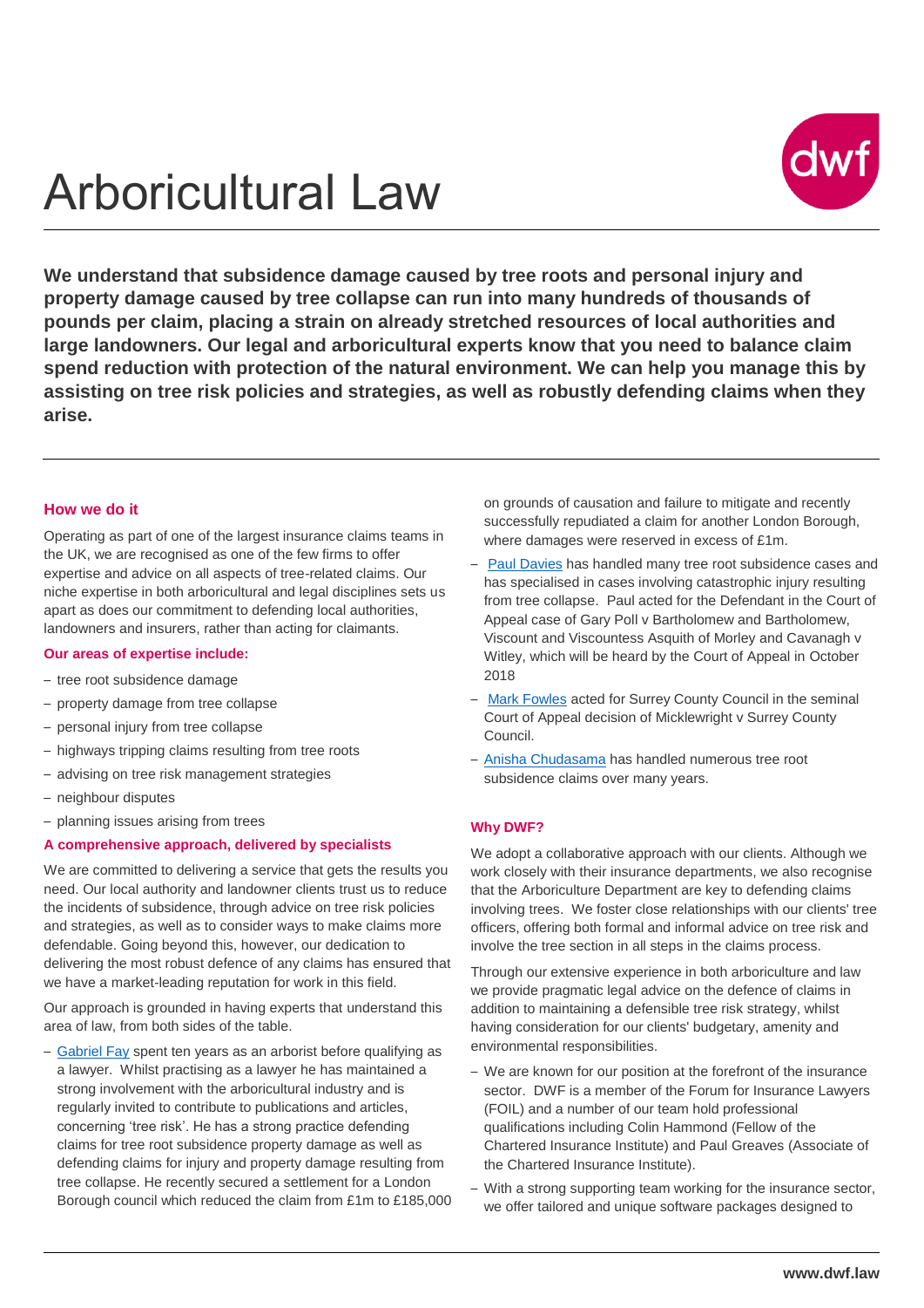# Arboricultural Law

**We understand that subsidence damage caused by tree roots and personal injury and property damage caused by tree collapse can run into many hundreds of thousands of pounds per claim, placing a strain on already stretched resources of local authorities and large landowners. Our legal and arboricultural experts know that you need to balance claim spend reduction with protection of the natural environment. We can help you manage this by assisting on tree risk policies and strategies, as well as robustly defending claims when they arise.**

## How we do it

Operating as part of one of the largest insurance claims teams in the UK, we are recognised as one of the few firms to offer expertise and advice on all aspects of tree-related claims. Our niche expertise in both arboricultural and legal disciplines sets us apart as does our commitment to defending local authorities, landowners and insurers, rather than acting for claimants.

### Our areas of expertise include:

- tree root subsidence damage
- property damage from tree collapse
- personal injury from tree collapse
- highways tripping claims resulting from tree roots
- advising on tree risk management strategies
- neighbour disputes
- planning issues arising from trees

### A comprehensive approach, delivered by specialists

We are committed to delivering a service that gets the results you need. Our local authority and landowner clients trust us to reduce the incidents of subsidence, through advice on tree risk policies and strategies, as well as to consider ways to make claims more defendable. Going beyond this, however, our dedication to delivering the most robust defence of any claims has ensured that we have a market-leading reputation for work in this field.

Our approach is grounded in having experts that understand this area of law, from both sides of the table.

- Gabriel Fay spent ten years as an arborist before qualifying as a lawyer. Whilst practising as a lawyer he has maintained a strong involvement with the arboricultural industry and is regularly invited to contribute to publications and articles, concerning 'tree risk'. He has a strong practice defending claims for tree root subsidence property damage as well as defending claims for injury and property damage resulting from tree collapse. He recently secured a settlement for a London Borough council which reduced the claim from £1m to £185,000 on grounds of causation and failure to mitigate and recently successfully repudiated a claim for another London Borough, where damages were reserved in excess of £1m.
- Paul Davies has handled many tree root subsidence cases and has specialised in cases involving catastrophic injury resulting from tree collapse. Paul acted for the Defendant in the Court of Appeal case of Gary Poll v Bartholomew and Bartholomew, Viscount and Viscountess Asquith of Morley and Cavanagh v Witley, which will be heard by the Court of Appeal in October 2018
- Mark Fowles acted for Surrey County Council in the seminal Court of Appeal decision of Micklewright v Surrey County Council.
- Anisha Chudasama has handled numerous tree root subsidence claims over many years.

## Why DWF?

We adopt a collaborative approach with our clients. Although we work closely with their insurance departments, we also recognise that the Arboriculture Department are key to defending claims involving trees. We foster close relationships with our clients' tree officers, offering both formal and informal advice on tree risk and involve the tree section in all steps in the claims process.

Through our extensive experience in both arboriculture and law we provide pragmatic legal advice on the defence of claims in addition to maintaining a defensible tree risk strategy, whilst having consideration for our clients' budgetary, amenity and environmental responsibilities.

- We are known for our position at the forefront of the insurance sector. DWF is a member of the Forum for Insurance Lawyers (FOIL) and a number of our team hold professional qualifications including Colin Hammond (Fellow of the Chartered Insurance Institute) and Paul Greaves (Associate of the Chartered Insurance Institute).
- With a strong supporting team working for the insurance sector, we offer tailored and unique software packages designed to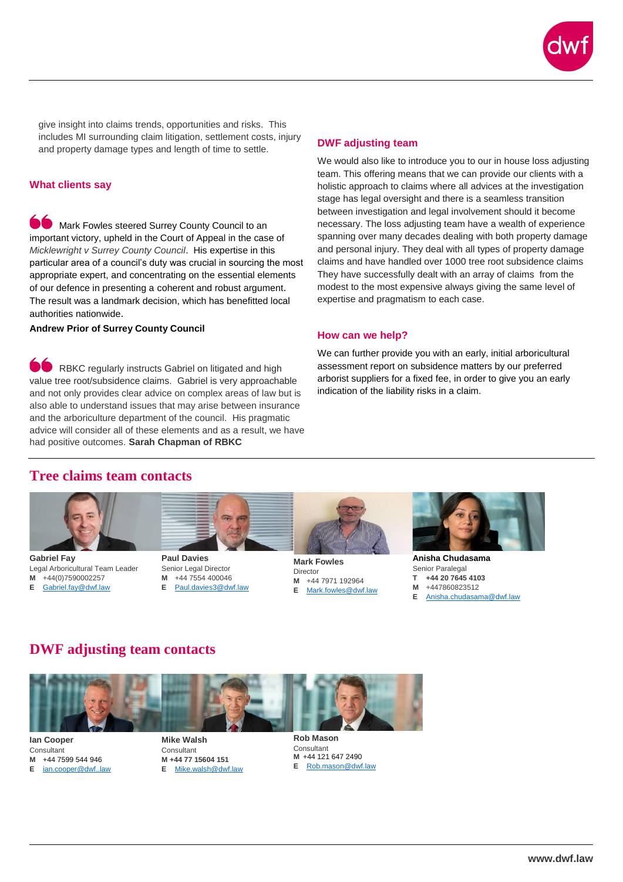give insight into claims trends, opportunities and risks. This includes MI surrounding claim litigation, settlement costs, injury and property damage types and length of time to settle.

## What clients say

Mark Fowles steered Surrey County Council to an important victory, upheld in the Court of Appeal in the case of *Micklewright v Surrey County Council*. His expertise in this particular area of a council's duty was crucial in sourcing the most appropriate expert, and concentrating on the essential elements of our defence in presenting a coherent and robust argument. The result was a landmark decision, which has benefitted local authorities nationwide.

**Andrew Prior of Surrey County Council**

RBKC regularly instructs Gabriel on litigated and high value tree root/subsidence claims. Gabriel is very approachable and not only provides clear advice on complex areas of law but is also able to understand issues that may arise between insurance and the arboriculture department of the council. His pragmatic advice will consider all of these elements and as a result, we have had positive outcomes. **Sarah Chapman of RBKC**

## DWF adjusting team

We would also like to introduce you to our in house loss adjusting team. This offering means that we can provide our clients with a holistic approach to claims where all advices at the investigation stage has legal oversight and there is a seamless transition between investigation and legal involvement should it become necessary. The loss adjusting team have a wealth of experience spanning over many decades dealing with both property damage and personal injury. They deal with all types of property damage claims and have handled over 1000 tree root subsidence claims They have successfully dealt with an array of claims from the modest to the most expensive always giving the same level of expertise and pragmatism to each case.

## How can we help?

We can further provide you with an early, initial arboricultural assessment report on subsidence matters by our preferred arborist suppliers for a fixed fee, in order to give you an early indication of the liability risks in a claim.

# Tree claims team contacts

**Gabriel Fay**
Legal Arboricultural Team Leader
**M** +44(0)7590002257
**E** Gabriel.fay@dwf.law

**Paul Davies**
Senior Legal Director
**M** +44 7554 400046
**E** Paul.davies3@dwf.law

**Mark Fowles**
Director
**M** +44 7971 192964
**E** Mark.fowles@dwf.law

**Anisha Chudasama**
Senior Paralegal
**T** **+44 20 7645 4103**
**M** +447860823512
**E** Anisha.chudasama@dwf.law

# DWF adjusting team contacts

**Ian Cooper**
Consultant
**M** +44 7599 544 946
**E** ian.cooper@dwf..law

**Mike Walsh**
Consultant
**M +44 77 15604 151**
**E** Mike.walsh@dwf.law

**Rob Mason**
Consultant
**M** +44 121 647 2490
**E** Rob.mason@dwf.law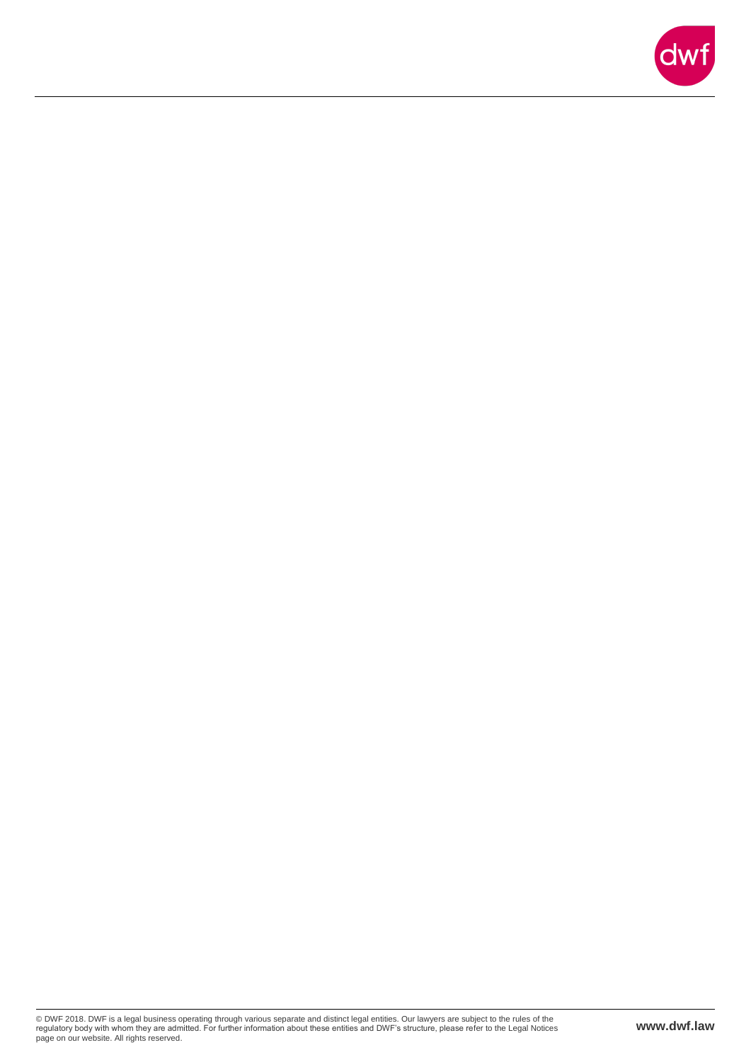© DWF 2018. DWF is a legal business operating through various separate and distinct legal entities. Our lawyers are subject to the rules of the regulatory body with whom they are admitted. For further information about these entities and DWF's structure, please refer to the Legal Notices page on our website. All rights reserved.

**www.dwf.law**